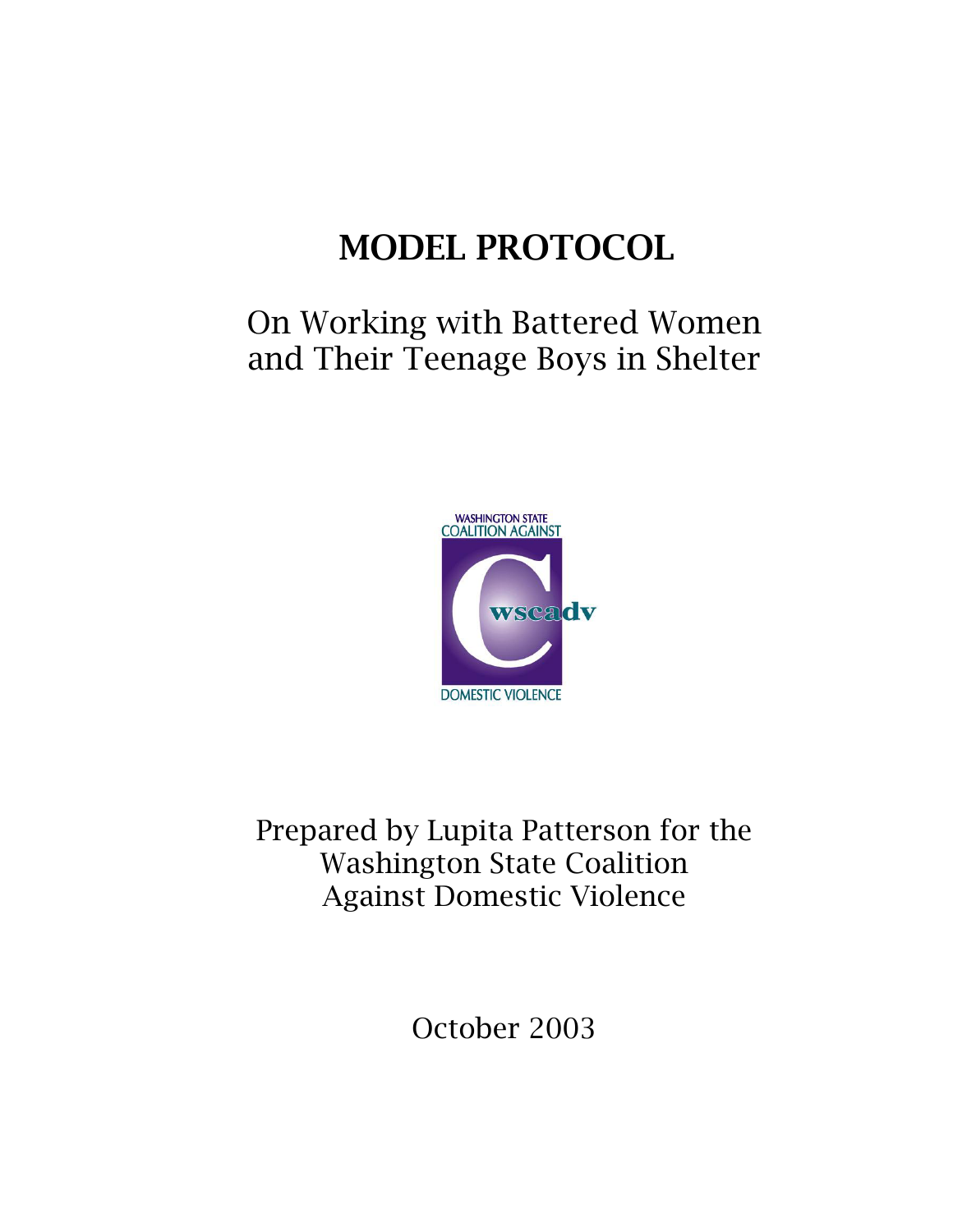# MODEL PROTOCOL

## On Working with Battered Women and Their Teenage Boys in Shelter

WASHINGTON STATE COALITION AGAINST DOMESTIC VIOLENCE

wscadv

Prepared by Lupita Patterson for the Washington State Coalition Against Domestic Violence

October 2003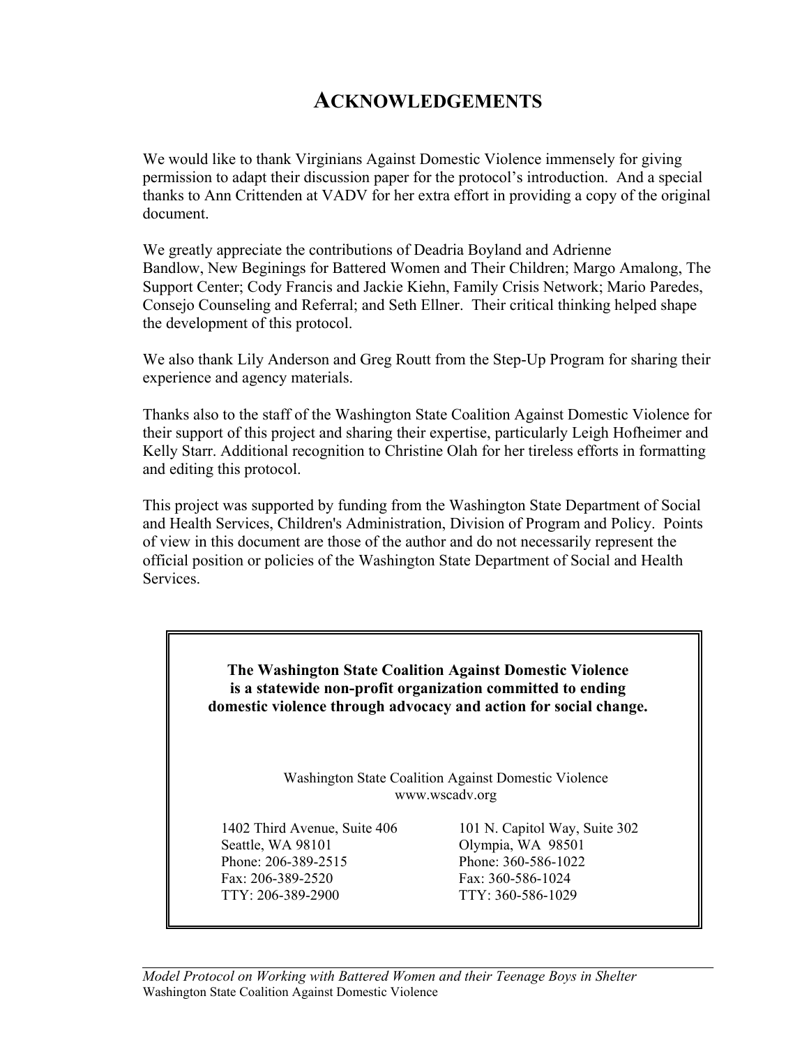# ACKNOWLEDGEMENTS

We would like to thank Virginians Against Domestic Violence immensely for giving permission to adapt their discussion paper for the protocol's introduction. And a special thanks to Ann Crittenden at VADV for her extra effort in providing a copy of the original document.

We greatly appreciate the contributions of Deadria Boyland and Adrienne Bandlow, New Beginings for Battered Women and Their Children; Margo Amalong, The Support Center; Cody Francis and Jackie Kiehn, Family Crisis Network; Mario Paredes, Consejo Counseling and Referral; and Seth Ellner. Their critical thinking helped shape the development of this protocol.

We also thank Lily Anderson and Greg Routt from the Step-Up Program for sharing their experience and agency materials.

Thanks also to the staff of the Washington State Coalition Against Domestic Violence for their support of this project and sharing their expertise, particularly Leigh Hofheimer and Kelly Starr. Additional recognition to Christine Olah for her tireless efforts in formatting and editing this protocol.

This project was supported by funding from the Washington State Department of Social and Health Services, Children's Administration, Division of Program and Policy. Points of view in this document are those of the author and do not necessarily represent the official position or policies of the Washington State Department of Social and Health Services.

**The Washington State Coalition Against Domestic Violence is a statewide non-profit organization committed to ending domestic violence through advocacy and action for social change.**

Washington State Coalition Against Domestic Violence
www.wscadv.org

1402 Third Avenue, Suite 406
Seattle, WA 98101
Phone: 206-389-2515
Fax: 206-389-2520
TTY: 206-389-2900

101 N. Capitol Way, Suite 302
Olympia, WA 98501
Phone: 360-586-1022
Fax: 360-586-1024
TTY: 360-586-1029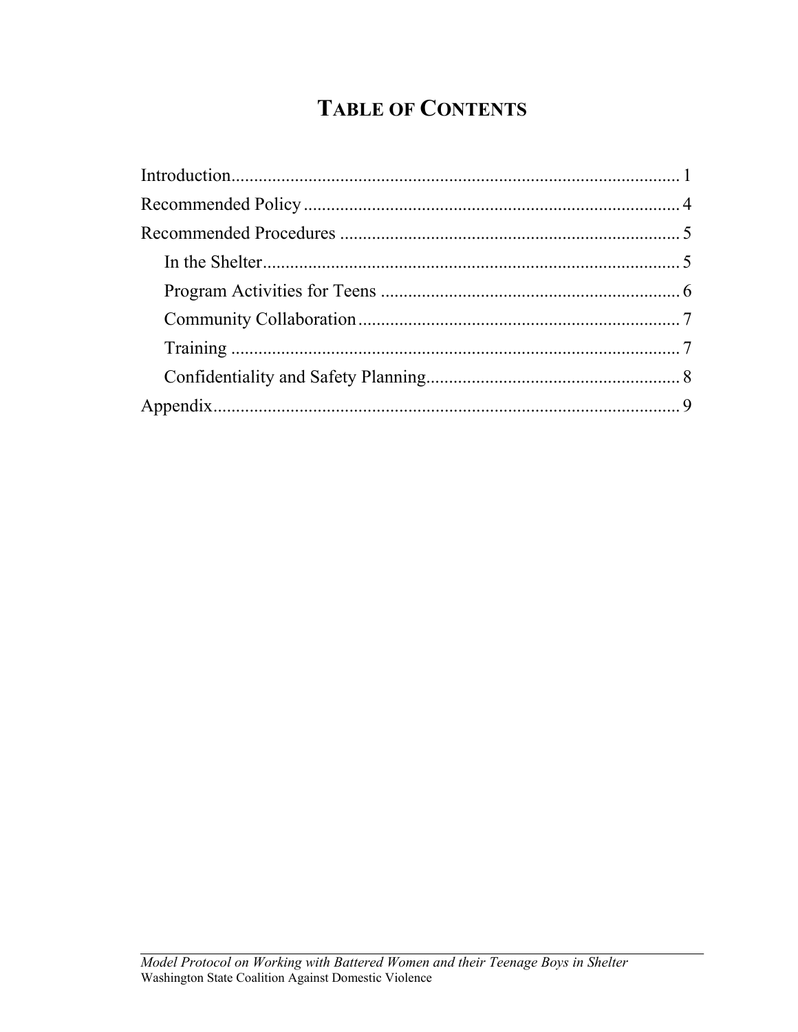# TABLE OF CONTENTS

Introduction .................................................................................................... 1

Recommended Policy ................................................................................... 4

Recommended Procedures ........................................................................... 5

- In the Shelter ............................................................................................. 5
- Program Activities for Teens .................................................................... 6
- Community Collaboration ........................................................................ 7
- Training ..................................................................................................... 7
- Confidentiality and Safety Planning ......................................................... 8

Appendix ........................................................................................................ 9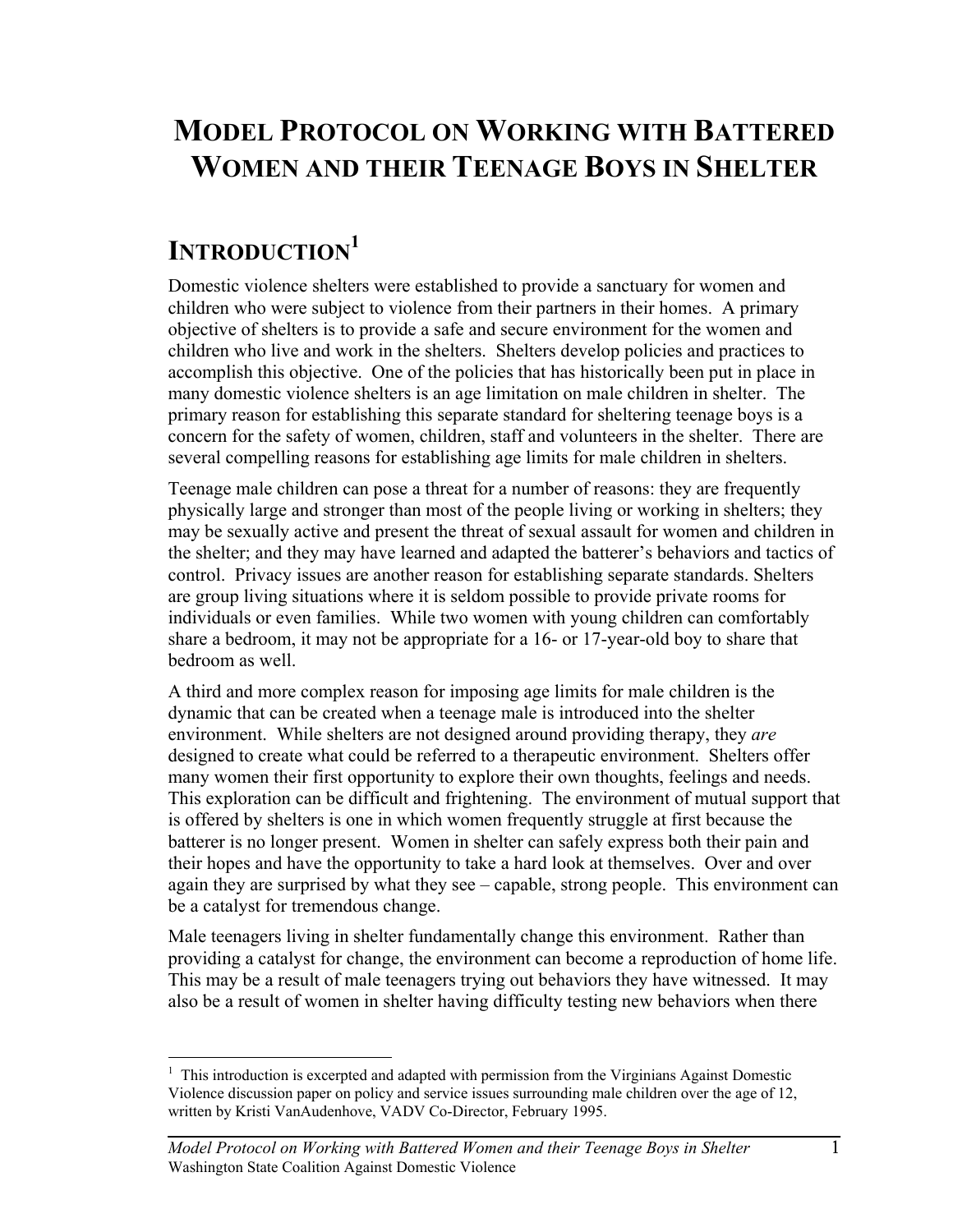# MODEL PROTOCOL ON WORKING WITH BATTERED WOMEN AND THEIR TEENAGE BOYS IN SHELTER

## INTRODUCTION[1]

Domestic violence shelters were established to provide a sanctuary for women and children who were subject to violence from their partners in their homes. A primary objective of shelters is to provide a safe and secure environment for the women and children who live and work in the shelters. Shelters develop policies and practices to accomplish this objective. One of the policies that has historically been put in place in many domestic violence shelters is an age limitation on male children in shelter. The primary reason for establishing this separate standard for sheltering teenage boys is a concern for the safety of women, children, staff and volunteers in the shelter. There are several compelling reasons for establishing age limits for male children in shelters.

Teenage male children can pose a threat for a number of reasons: they are frequently physically large and stronger than most of the people living or working in shelters; they may be sexually active and present the threat of sexual assault for women and children in the shelter; and they may have learned and adapted the batterer's behaviors and tactics of control. Privacy issues are another reason for establishing separate standards. Shelters are group living situations where it is seldom possible to provide private rooms for individuals or even families. While two women with young children can comfortably share a bedroom, it may not be appropriate for a 16- or 17-year-old boy to share that bedroom as well.

A third and more complex reason for imposing age limits for male children is the dynamic that can be created when a teenage male is introduced into the shelter environment. While shelters are not designed around providing therapy, they *are* designed to create what could be referred to a therapeutic environment. Shelters offer many women their first opportunity to explore their own thoughts, feelings and needs. This exploration can be difficult and frightening. The environment of mutual support that is offered by shelters is one in which women frequently struggle at first because the batterer is no longer present. Women in shelter can safely express both their pain and their hopes and have the opportunity to take a hard look at themselves. Over and over again they are surprised by what they see – capable, strong people. This environment can be a catalyst for tremendous change.

Male teenagers living in shelter fundamentally change this environment. Rather than providing a catalyst for change, the environment can become a reproduction of home life. This may be a result of male teenagers trying out behaviors they have witnessed. It may also be a result of women in shelter having difficulty testing new behaviors when there

---

[1] This introduction is excerpted and adapted with permission from the Virginians Against Domestic Violence discussion paper on policy and service issues surrounding male children over the age of 12, written by Kristi VanAudenhove, VADV Co-Director, February 1995.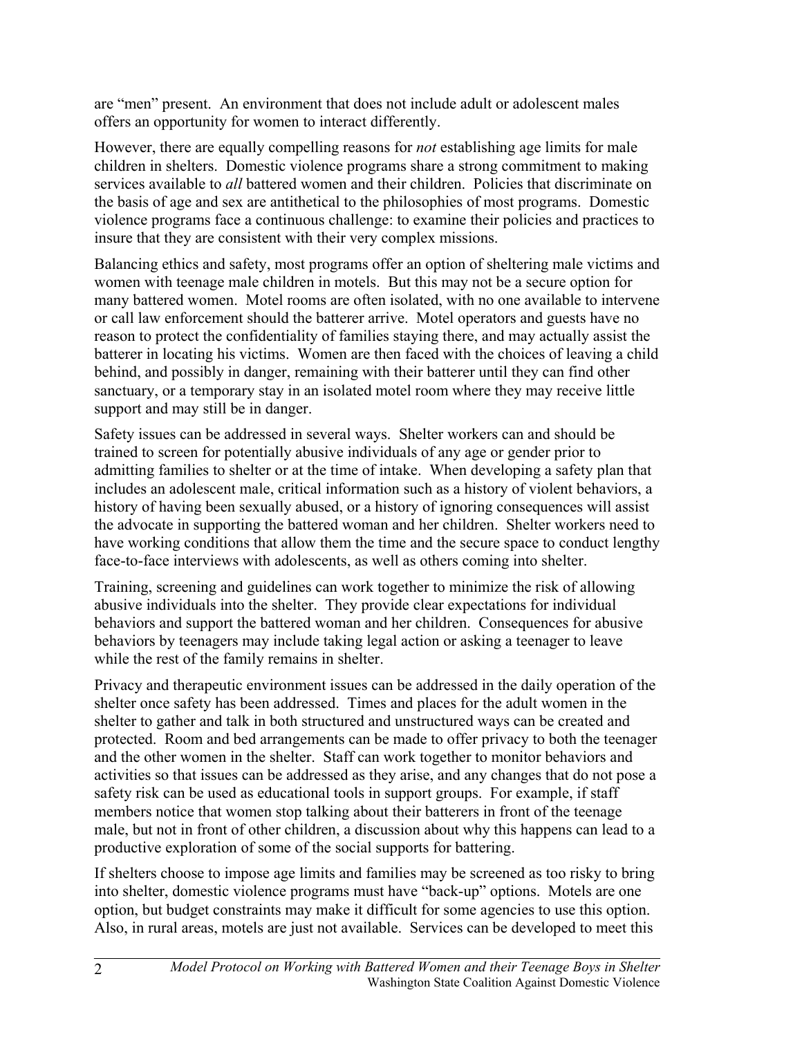are "men" present. An environment that does not include adult or adolescent males offers an opportunity for women to interact differently.

However, there are equally compelling reasons for *not* establishing age limits for male children in shelters. Domestic violence programs share a strong commitment to making services available to *all* battered women and their children. Policies that discriminate on the basis of age and sex are antithetical to the philosophies of most programs. Domestic violence programs face a continuous challenge: to examine their policies and practices to insure that they are consistent with their very complex missions.

Balancing ethics and safety, most programs offer an option of sheltering male victims and women with teenage male children in motels. But this may not be a secure option for many battered women. Motel rooms are often isolated, with no one available to intervene or call law enforcement should the batterer arrive. Motel operators and guests have no reason to protect the confidentiality of families staying there, and may actually assist the batterer in locating his victims. Women are then faced with the choices of leaving a child behind, and possibly in danger, remaining with their batterer until they can find other sanctuary, or a temporary stay in an isolated motel room where they may receive little support and may still be in danger.

Safety issues can be addressed in several ways. Shelter workers can and should be trained to screen for potentially abusive individuals of any age or gender prior to admitting families to shelter or at the time of intake. When developing a safety plan that includes an adolescent male, critical information such as a history of violent behaviors, a history of having been sexually abused, or a history of ignoring consequences will assist the advocate in supporting the battered woman and her children. Shelter workers need to have working conditions that allow them the time and the secure space to conduct lengthy face-to-face interviews with adolescents, as well as others coming into shelter.

Training, screening and guidelines can work together to minimize the risk of allowing abusive individuals into the shelter. They provide clear expectations for individual behaviors and support the battered woman and her children. Consequences for abusive behaviors by teenagers may include taking legal action or asking a teenager to leave while the rest of the family remains in shelter.

Privacy and therapeutic environment issues can be addressed in the daily operation of the shelter once safety has been addressed. Times and places for the adult women in the shelter to gather and talk in both structured and unstructured ways can be created and protected. Room and bed arrangements can be made to offer privacy to both the teenager and the other women in the shelter. Staff can work together to monitor behaviors and activities so that issues can be addressed as they arise, and any changes that do not pose a safety risk can be used as educational tools in support groups. For example, if staff members notice that women stop talking about their batterers in front of the teenage male, but not in front of other children, a discussion about why this happens can lead to a productive exploration of some of the social supports for battering.

If shelters choose to impose age limits and families may be screened as too risky to bring into shelter, domestic violence programs must have "back-up" options. Motels are one option, but budget constraints may make it difficult for some agencies to use this option. Also, in rural areas, motels are just not available. Services can be developed to meet this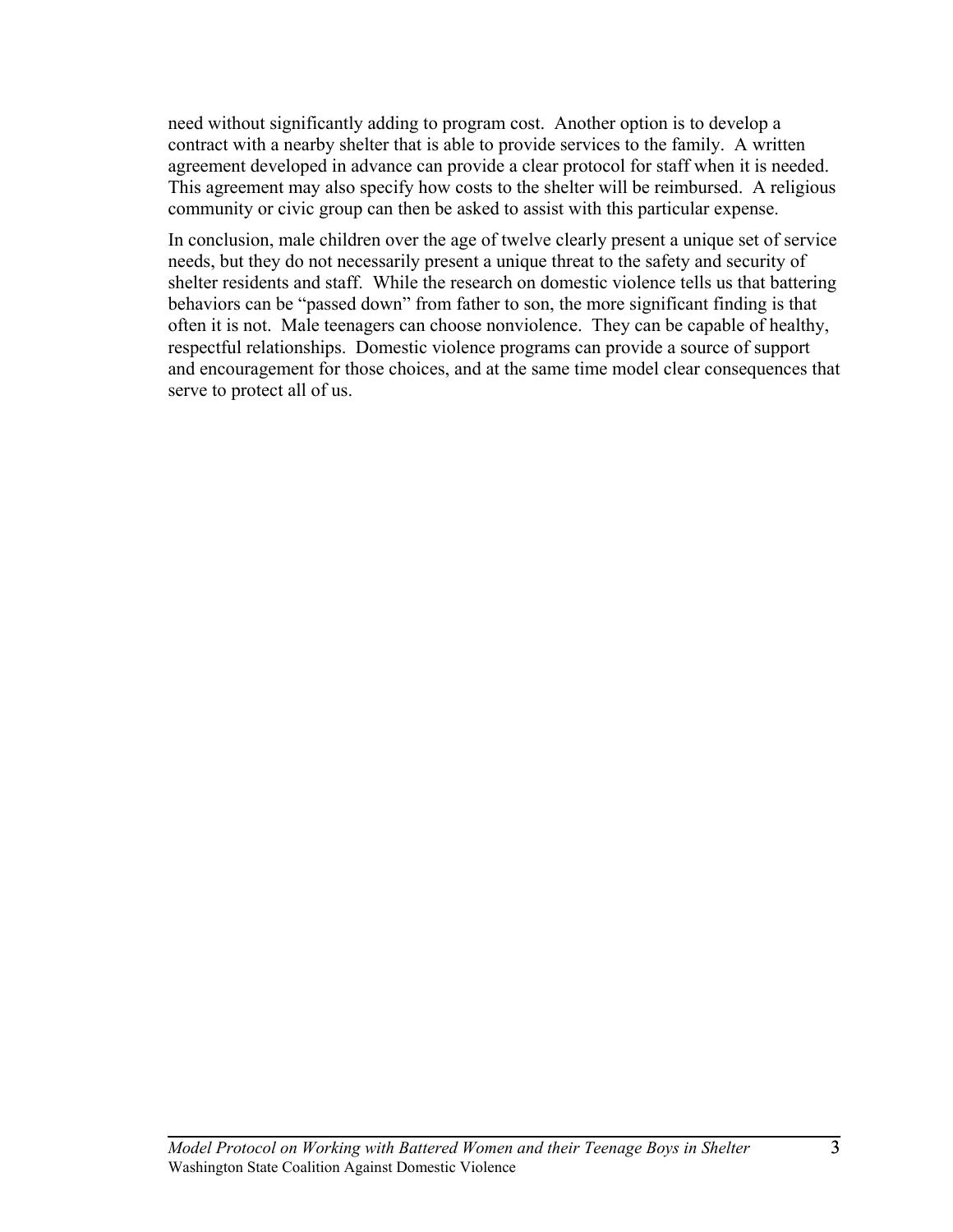need without significantly adding to program cost. Another option is to develop a contract with a nearby shelter that is able to provide services to the family. A written agreement developed in advance can provide a clear protocol for staff when it is needed. This agreement may also specify how costs to the shelter will be reimbursed. A religious community or civic group can then be asked to assist with this particular expense.

In conclusion, male children over the age of twelve clearly present a unique set of service needs, but they do not necessarily present a unique threat to the safety and security of shelter residents and staff. While the research on domestic violence tells us that battering behaviors can be "passed down" from father to son, the more significant finding is that often it is not. Male teenagers can choose nonviolence. They can be capable of healthy, respectful relationships. Domestic violence programs can provide a source of support and encouragement for those choices, and at the same time model clear consequences that serve to protect all of us.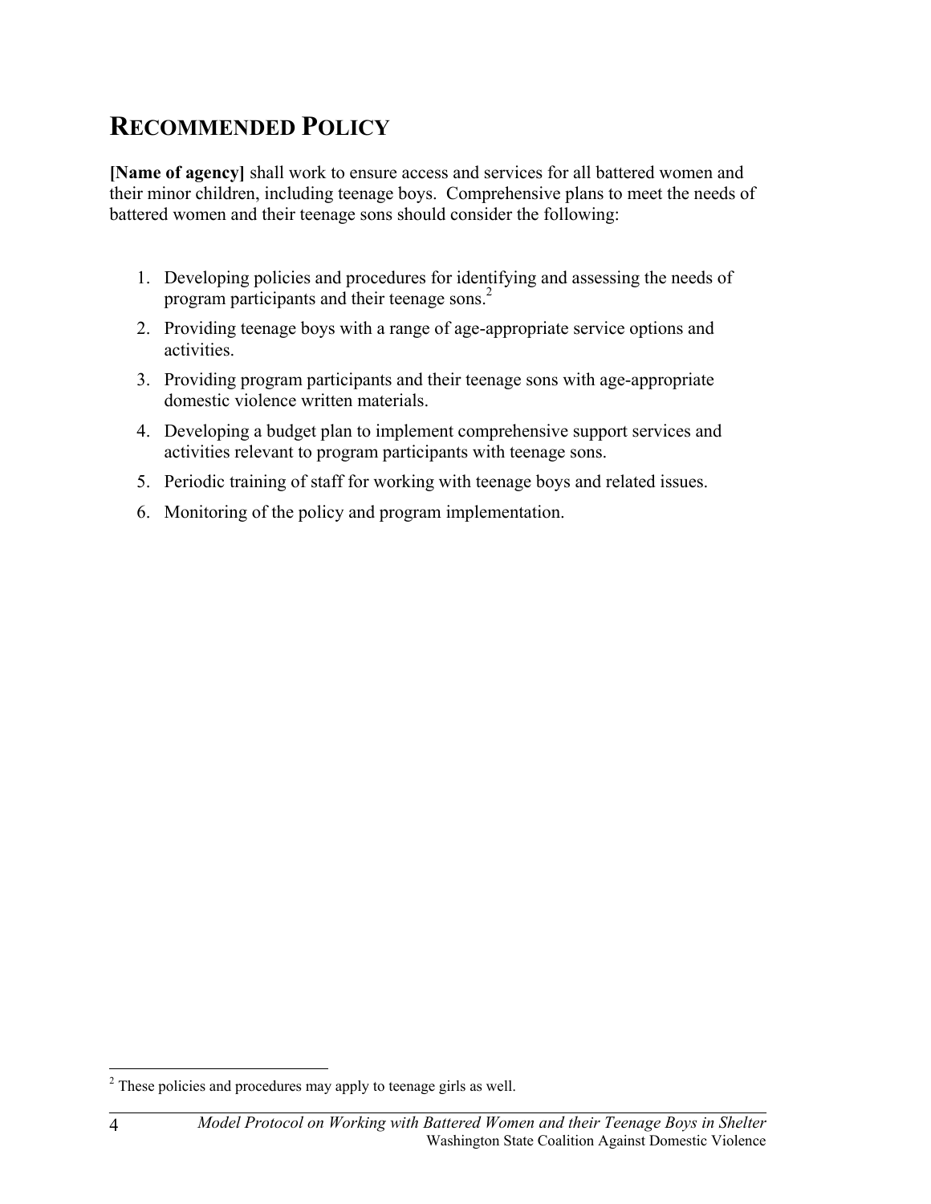# RECOMMENDED POLICY

**[Name of agency]** shall work to ensure access and services for all battered women and their minor children, including teenage boys. Comprehensive plans to meet the needs of battered women and their teenage sons should consider the following:

1. Developing policies and procedures for identifying and assessing the needs of program participants and their teenage sons.[2]
2. Providing teenage boys with a range of age-appropriate service options and activities.
3. Providing program participants and their teenage sons with age-appropriate domestic violence written materials.
4. Developing a budget plan to implement comprehensive support services and activities relevant to program participants with teenage sons.
5. Periodic training of staff for working with teenage boys and related issues.
6. Monitoring of the policy and program implementation.

[2] These policies and procedures may apply to teenage girls as well.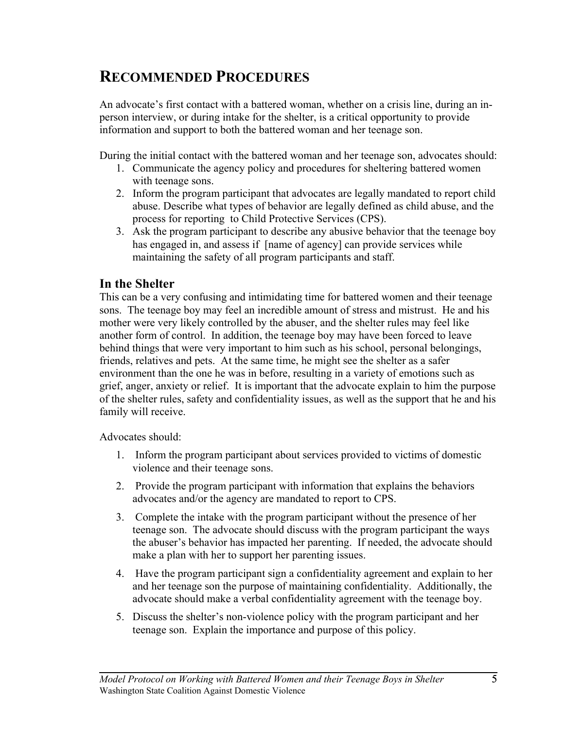# RECOMMENDED PROCEDURES

An advocate's first contact with a battered woman, whether on a crisis line, during an in-person interview, or during intake for the shelter, is a critical opportunity to provide information and support to both the battered woman and her teenage son.

During the initial contact with the battered woman and her teenage son, advocates should:

1. Communicate the agency policy and procedures for sheltering battered women with teenage sons.
2. Inform the program participant that advocates are legally mandated to report child abuse. Describe what types of behavior are legally defined as child abuse, and the process for reporting to Child Protective Services (CPS).
3. Ask the program participant to describe any abusive behavior that the teenage boy has engaged in, and assess if [name of agency] can provide services while maintaining the safety of all program participants and staff.

## In the Shelter

This can be a very confusing and intimidating time for battered women and their teenage sons. The teenage boy may feel an incredible amount of stress and mistrust. He and his mother were very likely controlled by the abuser, and the shelter rules may feel like another form of control. In addition, the teenage boy may have been forced to leave behind things that were very important to him such as his school, personal belongings, friends, relatives and pets. At the same time, he might see the shelter as a safer environment than the one he was in before, resulting in a variety of emotions such as grief, anger, anxiety or relief. It is important that the advocate explain to him the purpose of the shelter rules, safety and confidentiality issues, as well as the support that he and his family will receive.

Advocates should:

1. Inform the program participant about services provided to victims of domestic violence and their teenage sons.
2. Provide the program participant with information that explains the behaviors advocates and/or the agency are mandated to report to CPS.
3. Complete the intake with the program participant without the presence of her teenage son. The advocate should discuss with the program participant the ways the abuser's behavior has impacted her parenting. If needed, the advocate should make a plan with her to support her parenting issues.
4. Have the program participant sign a confidentiality agreement and explain to her and her teenage son the purpose of maintaining confidentiality. Additionally, the advocate should make a verbal confidentiality agreement with the teenage boy.
5. Discuss the shelter's non-violence policy with the program participant and her teenage son. Explain the importance and purpose of this policy.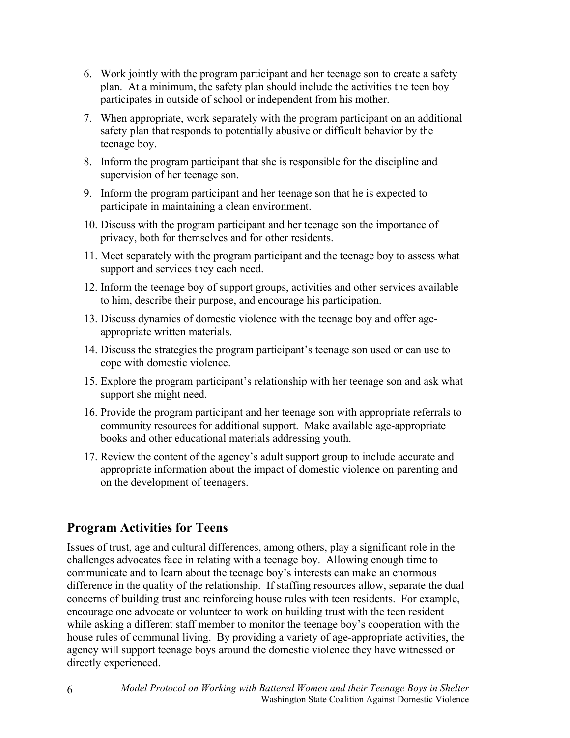6. Work jointly with the program participant and her teenage son to create a safety plan. At a minimum, the safety plan should include the activities the teen boy participates in outside of school or independent from his mother.
7. When appropriate, work separately with the program participant on an additional safety plan that responds to potentially abusive or difficult behavior by the teenage boy.
8. Inform the program participant that she is responsible for the discipline and supervision of her teenage son.
9. Inform the program participant and her teenage son that he is expected to participate in maintaining a clean environment.
10. Discuss with the program participant and her teenage son the importance of privacy, both for themselves and for other residents.
11. Meet separately with the program participant and the teenage boy to assess what support and services they each need.
12. Inform the teenage boy of support groups, activities and other services available to him, describe their purpose, and encourage his participation.
13. Discuss dynamics of domestic violence with the teenage boy and offer age-appropriate written materials.
14. Discuss the strategies the program participant's teenage son used or can use to cope with domestic violence.
15. Explore the program participant's relationship with her teenage son and ask what support she might need.
16. Provide the program participant and her teenage son with appropriate referrals to community resources for additional support. Make available age-appropriate books and other educational materials addressing youth.
17. Review the content of the agency's adult support group to include accurate and appropriate information about the impact of domestic violence on parenting and on the development of teenagers.

## Program Activities for Teens

Issues of trust, age and cultural differences, among others, play a significant role in the challenges advocates face in relating with a teenage boy. Allowing enough time to communicate and to learn about the teenage boy's interests can make an enormous difference in the quality of the relationship. If staffing resources allow, separate the dual concerns of building trust and reinforcing house rules with teen residents. For example, encourage one advocate or volunteer to work on building trust with the teen resident while asking a different staff member to monitor the teenage boy's cooperation with the house rules of communal living. By providing a variety of age-appropriate activities, the agency will support teenage boys around the domestic violence they have witnessed or directly experienced.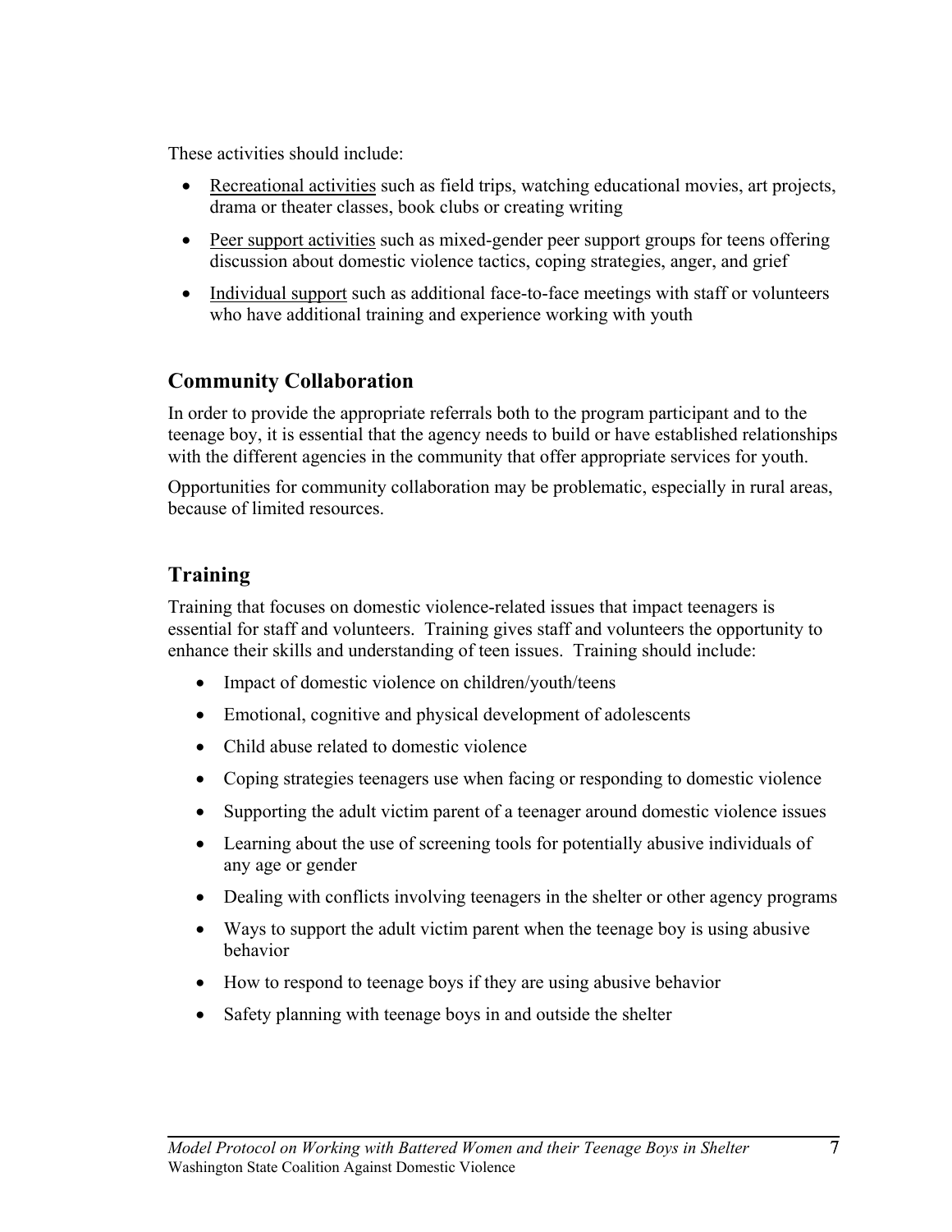These activities should include:

- Recreational activities such as field trips, watching educational movies, art projects, drama or theater classes, book clubs or creating writing
- Peer support activities such as mixed-gender peer support groups for teens offering discussion about domestic violence tactics, coping strategies, anger, and grief
- Individual support such as additional face-to-face meetings with staff or volunteers who have additional training and experience working with youth

## Community Collaboration

In order to provide the appropriate referrals both to the program participant and to the teenage boy, it is essential that the agency needs to build or have established relationships with the different agencies in the community that offer appropriate services for youth.

Opportunities for community collaboration may be problematic, especially in rural areas, because of limited resources.

## Training

Training that focuses on domestic violence-related issues that impact teenagers is essential for staff and volunteers. Training gives staff and volunteers the opportunity to enhance their skills and understanding of teen issues. Training should include:

- Impact of domestic violence on children/youth/teens
- Emotional, cognitive and physical development of adolescents
- Child abuse related to domestic violence
- Coping strategies teenagers use when facing or responding to domestic violence
- Supporting the adult victim parent of a teenager around domestic violence issues
- Learning about the use of screening tools for potentially abusive individuals of any age or gender
- Dealing with conflicts involving teenagers in the shelter or other agency programs
- Ways to support the adult victim parent when the teenage boy is using abusive behavior
- How to respond to teenage boys if they are using abusive behavior
- Safety planning with teenage boys in and outside the shelter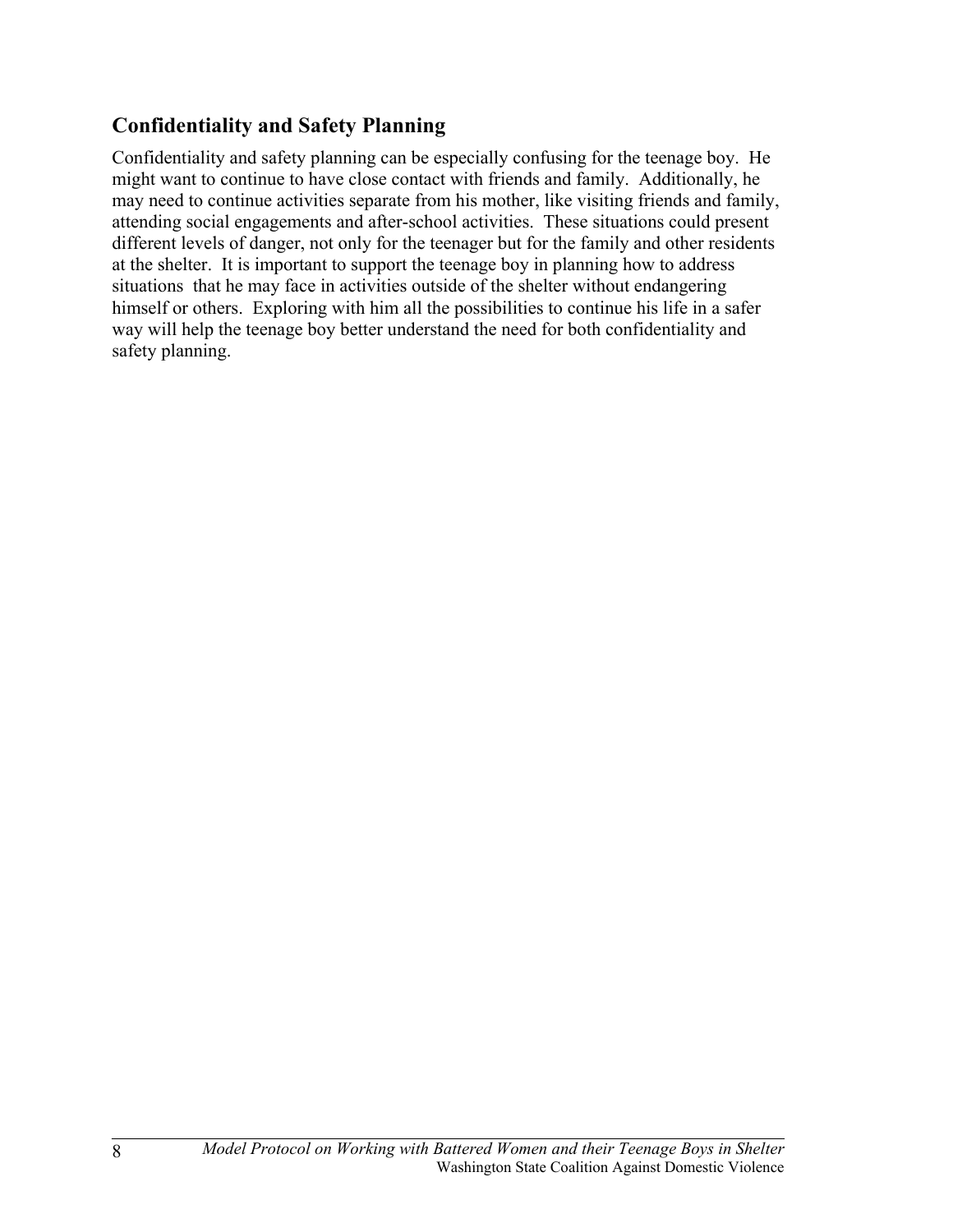## Confidentiality and Safety Planning

Confidentiality and safety planning can be especially confusing for the teenage boy. He might want to continue to have close contact with friends and family. Additionally, he may need to continue activities separate from his mother, like visiting friends and family, attending social engagements and after-school activities. These situations could present different levels of danger, not only for the teenager but for the family and other residents at the shelter. It is important to support the teenage boy in planning how to address situations that he may face in activities outside of the shelter without endangering himself or others. Exploring with him all the possibilities to continue his life in a safer way will help the teenage boy better understand the need for both confidentiality and safety planning.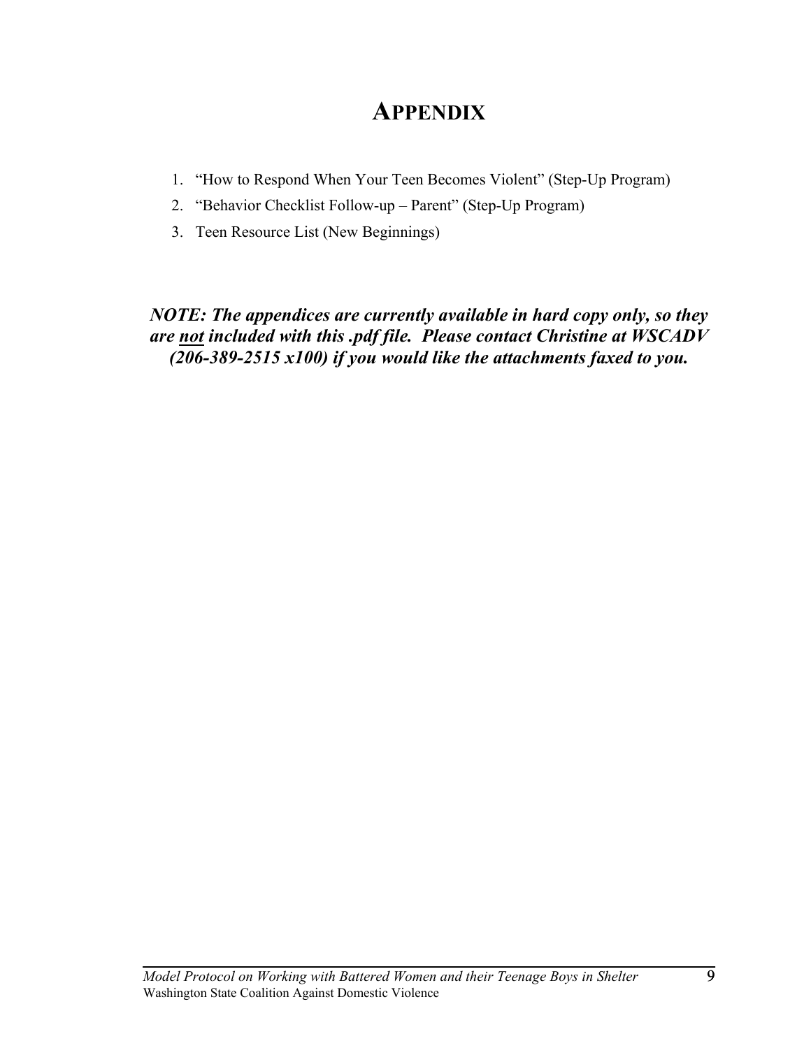# APPENDIX

1. "How to Respond When Your Teen Becomes Violent" (Step-Up Program)
2. "Behavior Checklist Follow-up – Parent" (Step-Up Program)
3. Teen Resource List (New Beginnings)

***NOTE: The appendices are currently available in hard copy only, so they are <u>not</u> included with this .pdf file. Please contact Christine at WSCADV (206-389-2515 x100) if you would like the attachments faxed to you.***